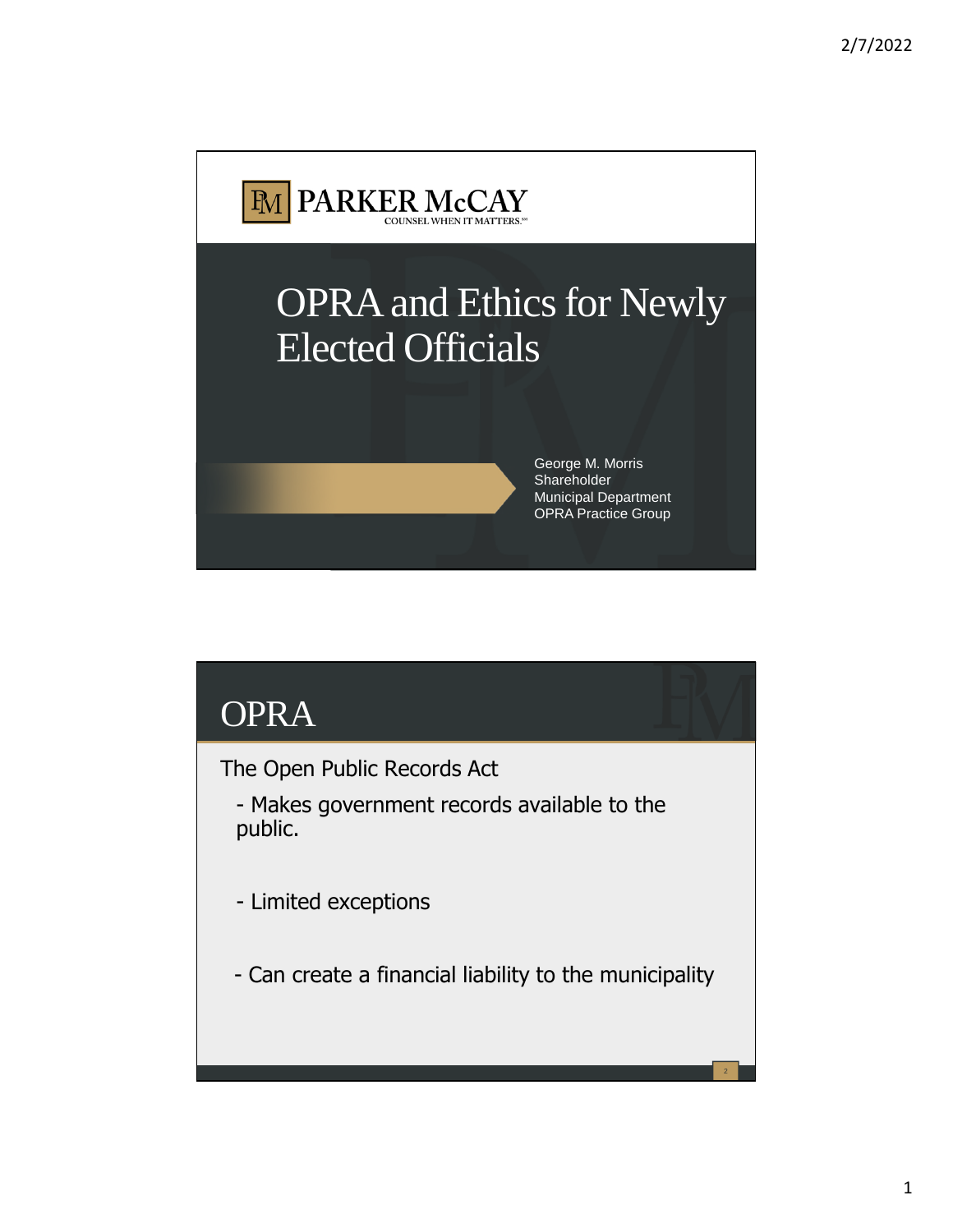PARKER McCAY
COUNSEL WHEN IT MATTERS.

# OPRA and Ethics for Newly Elected Officials

George M. Morris
Shareholder
Municipal Department
OPRA Practice Group

## OPRA

The Open Public Records Act

- Makes government records available to the public.
- Limited exceptions
- Can create a financial liability to the municipality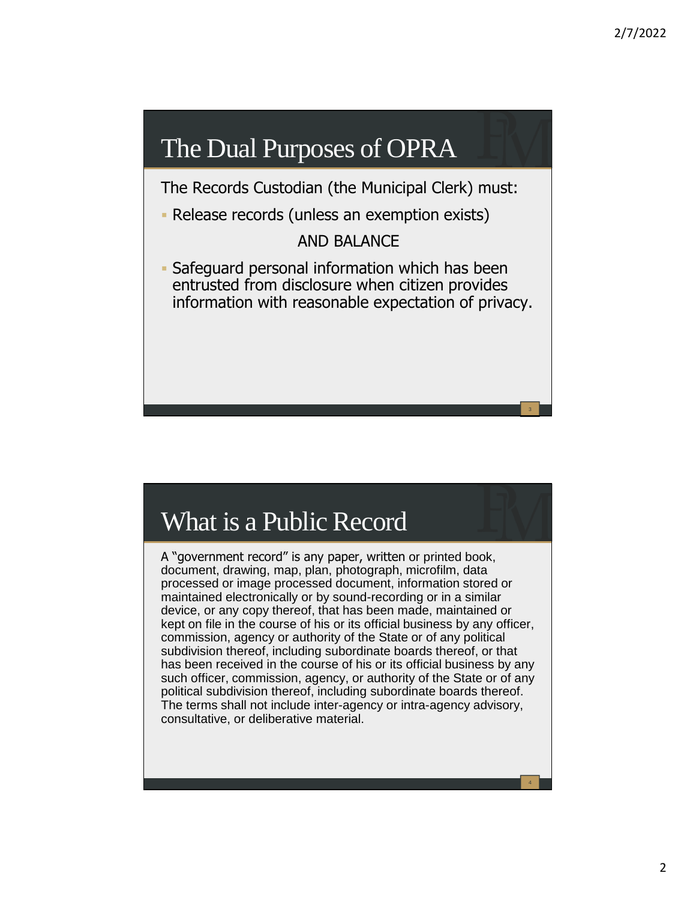## The Dual Purposes of OPRA

The Records Custodian (the Municipal Clerk) must:

- Release records (unless an exemption exists)

AND BALANCE

- Safeguard personal information which has been entrusted from disclosure when citizen provides information with reasonable expectation of privacy.

## What is a Public Record

A "government record" is any paper, written or printed book, document, drawing, map, plan, photograph, microfilm, data processed or image processed document, information stored or maintained electronically or by sound-recording or in a similar device, or any copy thereof, that has been made, maintained or kept on file in the course of his or its official business by any officer, commission, agency or authority of the State or of any political subdivision thereof, including subordinate boards thereof, or that has been received in the course of his or its official business by any such officer, commission, agency, or authority of the State or of any political subdivision thereof, including subordinate boards thereof. The terms shall not include inter-agency or intra-agency advisory, consultative, or deliberative material.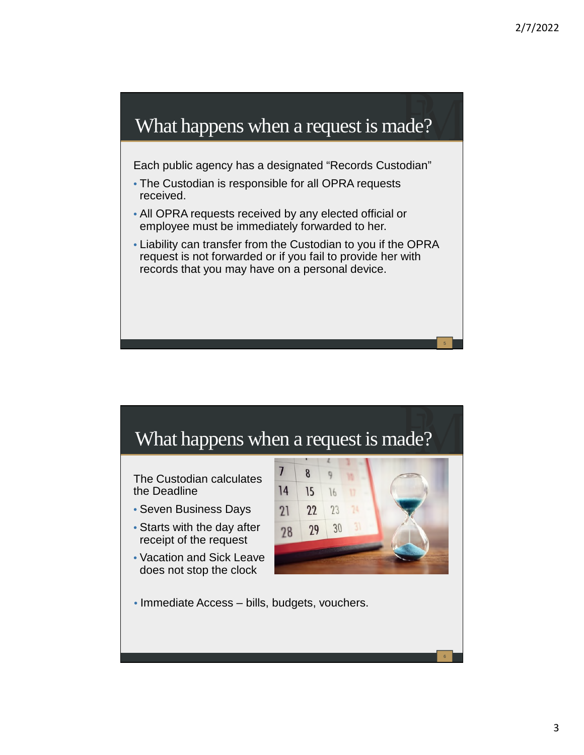## What happens when a request is made?

Each public agency has a designated "Records Custodian"

- The Custodian is responsible for all OPRA requests received.
- All OPRA requests received by any elected official or employee must be immediately forwarded to her.
- Liability can transfer from the Custodian to you if the OPRA request is not forwarded or if you fail to provide her with records that you may have on a personal device.

## What happens when a request is made?

The Custodian calculates the Deadline

- Seven Business Days
- Starts with the day after receipt of the request
- Vacation and Sick Leave does not stop the clock

- Immediate Access – bills, budgets, vouchers.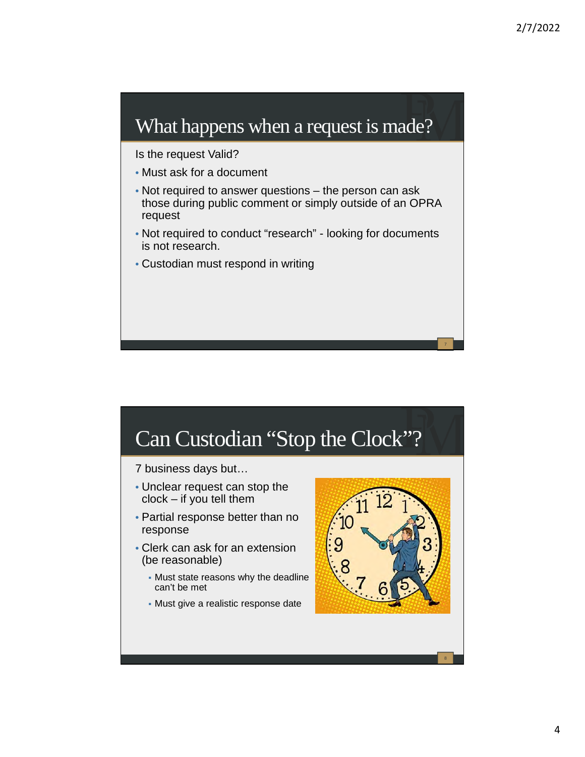## What happens when a request is made?

Is the request Valid?

- Must ask for a document
- Not required to answer questions – the person can ask those during public comment or simply outside of an OPRA request
- Not required to conduct "research" - looking for documents is not research.
- Custodian must respond in writing

## Can Custodian "Stop the Clock"?

7 business days but…

- Unclear request can stop the clock – if you tell them
- Partial response better than no response
- Clerk can ask for an extension (be reasonable)
  - Must state reasons why the deadline can't be met
  - Must give a realistic response date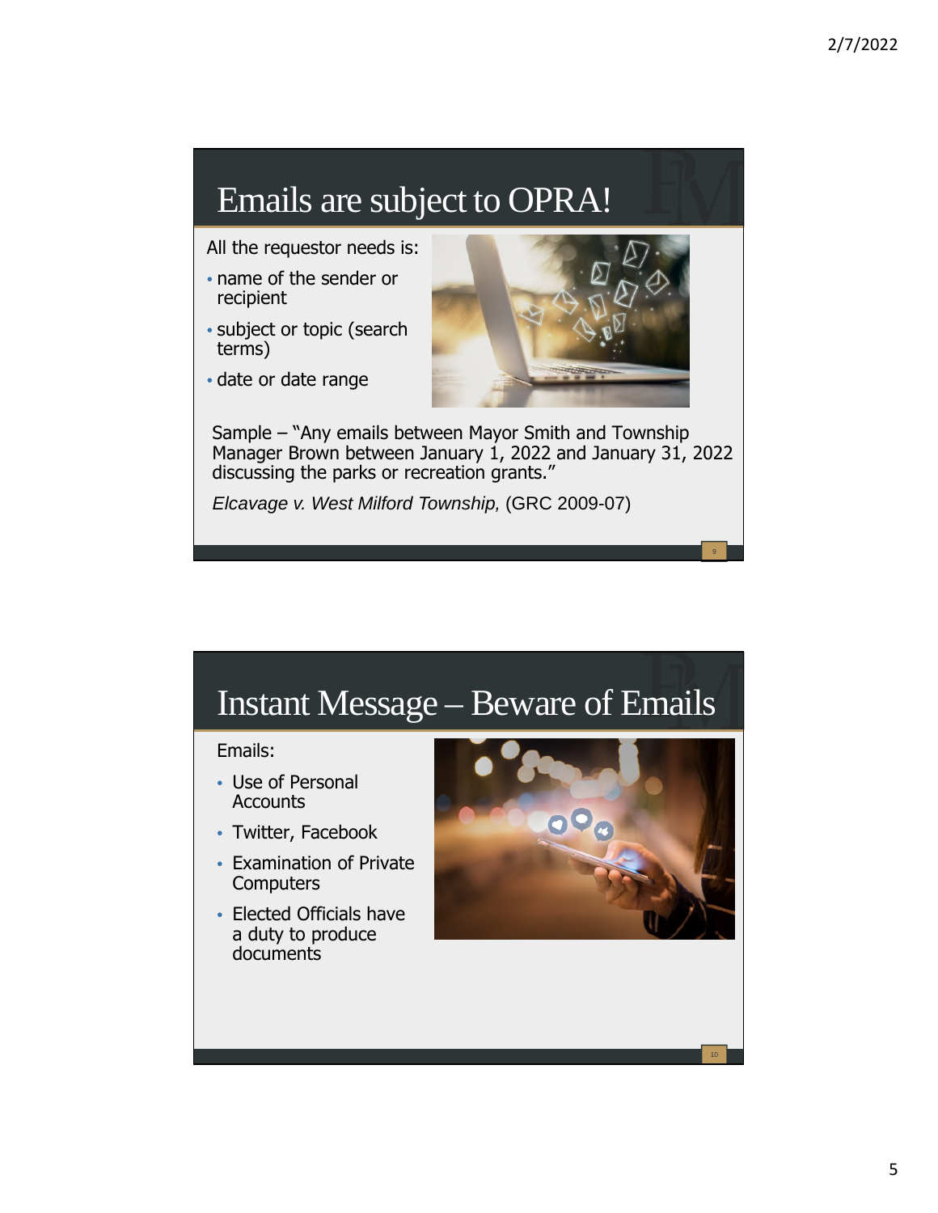## Emails are subject to OPRA!

All the requestor needs is:

- name of the sender or recipient
- subject or topic (search terms)
- date or date range

Sample – "Any emails between Mayor Smith and Township Manager Brown between January 1, 2022 and January 31, 2022 discussing the parks or recreation grants."

*Elcavage v. West Milford Township*, (GRC 2009-07)

## Instant Message – Beware of Emails

Emails:

- Use of Personal Accounts
- Twitter, Facebook
- Examination of Private Computers
- Elected Officials have a duty to produce documents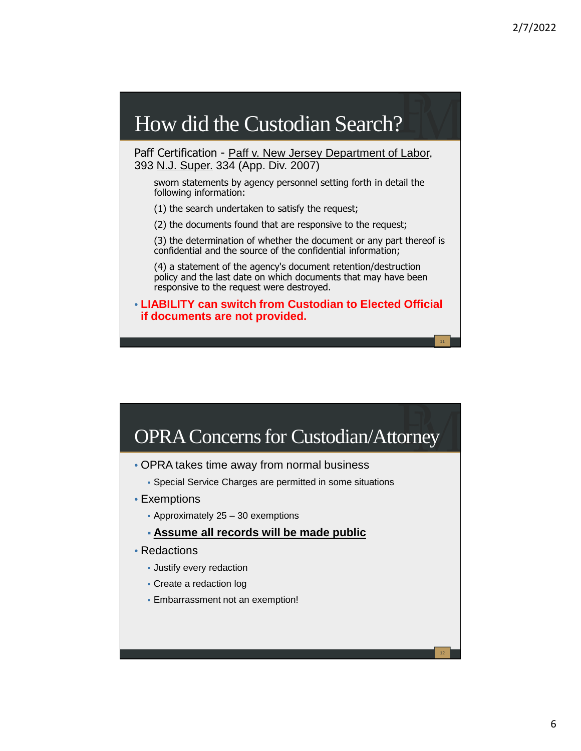## How did the Custodian Search?

Paff Certification - Paff v. New Jersey Department of Labor, 393 N.J. Super. 334 (App. Div. 2007)

sworn statements by agency personnel setting forth in detail the following information:

(1) the search undertaken to satisfy the request;

(2) the documents found that are responsive to the request;

(3) the determination of whether the document or any part thereof is confidential and the source of the confidential information;

(4) a statement of the agency's document retention/destruction policy and the last date on which documents that may have been responsive to the request were destroyed.

- **LIABILITY can switch from Custodian to Elected Official if documents are not provided.**

## OPRA Concerns for Custodian/Attorney

- OPRA takes time away from normal business
  - Special Service Charges are permitted in some situations
- Exemptions
  - Approximately 25 – 30 exemptions
  - **Assume all records will be made public**
- Redactions
  - Justify every redaction
  - Create a redaction log
  - Embarrassment not an exemption!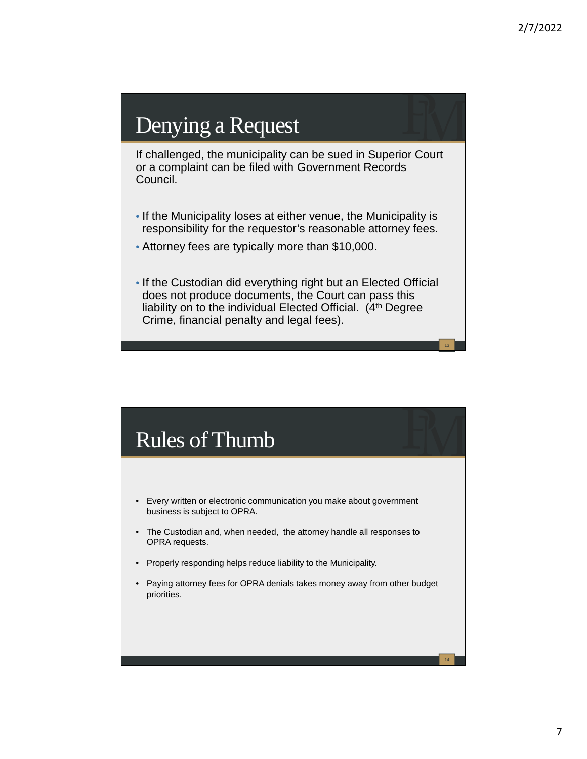## Denying a Request

If challenged, the municipality can be sued in Superior Court or a complaint can be filed with Government Records Council.

- If the Municipality loses at either venue, the Municipality is responsibility for the requestor's reasonable attorney fees.
- Attorney fees are typically more than $10,000.
- If the Custodian did everything right but an Elected Official does not produce documents, the Court can pass this liability on to the individual Elected Official. (4th Degree Crime, financial penalty and legal fees).

## Rules of Thumb

- Every written or electronic communication you make about government business is subject to OPRA.
- The Custodian and, when needed, the attorney handle all responses to OPRA requests.
- Properly responding helps reduce liability to the Municipality.
- Paying attorney fees for OPRA denials takes money away from other budget priorities.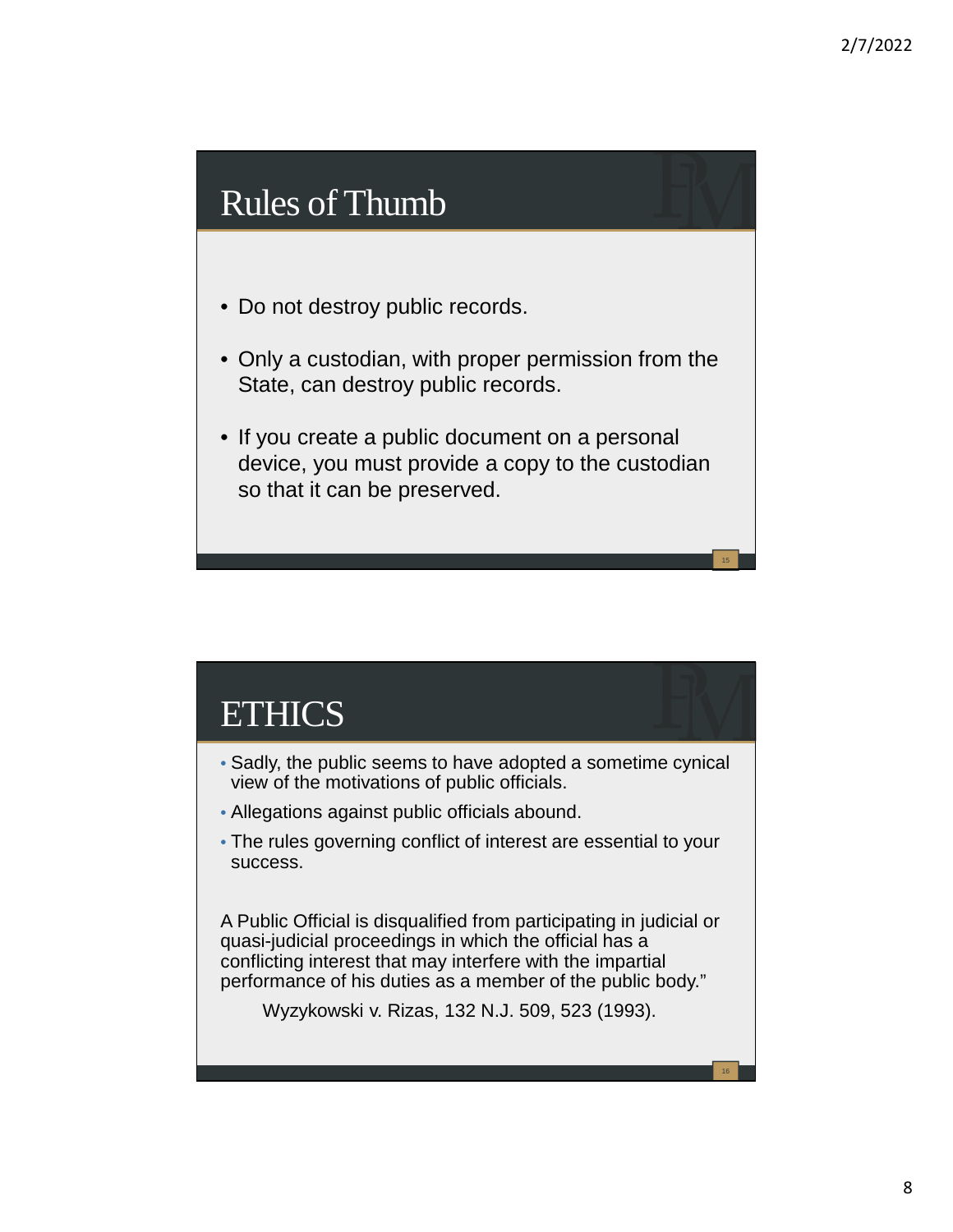## Rules of Thumb

- Do not destroy public records.
- Only a custodian, with proper permission from the State, can destroy public records.
- If you create a public document on a personal device, you must provide a copy to the custodian so that it can be preserved.

## ETHICS

- Sadly, the public seems to have adopted a sometime cynical view of the motivations of public officials.
- Allegations against public officials abound.
- The rules governing conflict of interest are essential to your success.

A Public Official is disqualified from participating in judicial or quasi-judicial proceedings in which the official has a conflicting interest that may interfere with the impartial performance of his duties as a member of the public body."

Wyzykowski v. Rizas, 132 N.J. 509, 523 (1993).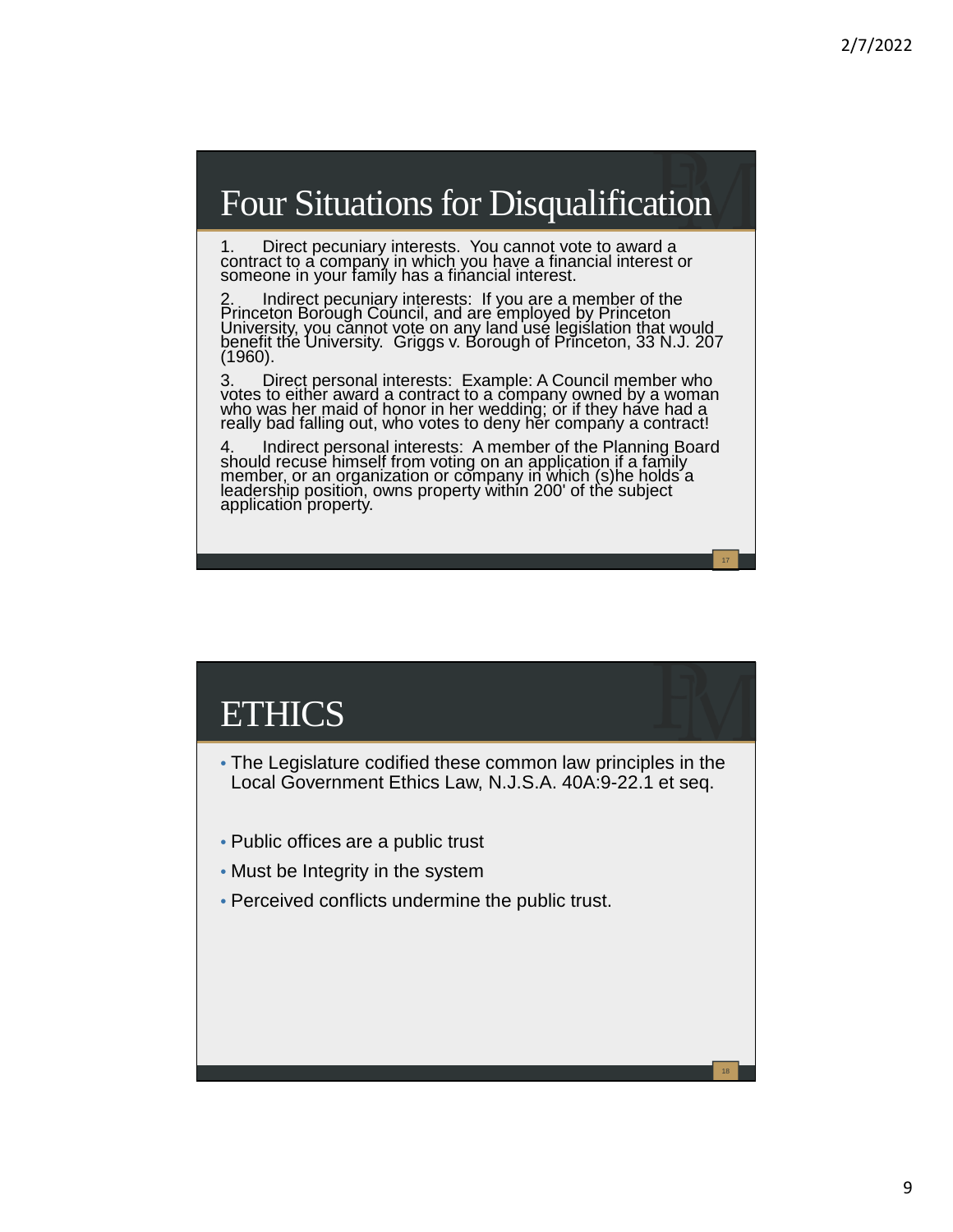## Four Situations for Disqualification

1. Direct pecuniary interests. You cannot vote to award a contract to a company in which you have a financial interest or someone in your family has a financial interest.

2. Indirect pecuniary interests: If you are a member of the Princeton Borough Council, and are employed by Princeton University, you cannot vote on any land use legislation that would benefit the University. Griggs v. Borough of Princeton, 33 N.J. 207 (1960).

3. Direct personal interests: Example: A Council member who votes to either award a contract to a company owned by a woman who was her maid of honor in her wedding; or if they have had a really bad falling out, who votes to deny her company a contract!

4. Indirect personal interests: A member of the Planning Board should recuse himself from voting on an application if a family member, or an organization or company in which (s)he holds a leadership position, owns property within 200' of the subject application property.

## ETHICS

- The Legislature codified these common law principles in the Local Government Ethics Law, N.J.S.A. 40A:9-22.1 et seq.

- Public offices are a public trust
- Must be Integrity in the system
- Perceived conflicts undermine the public trust.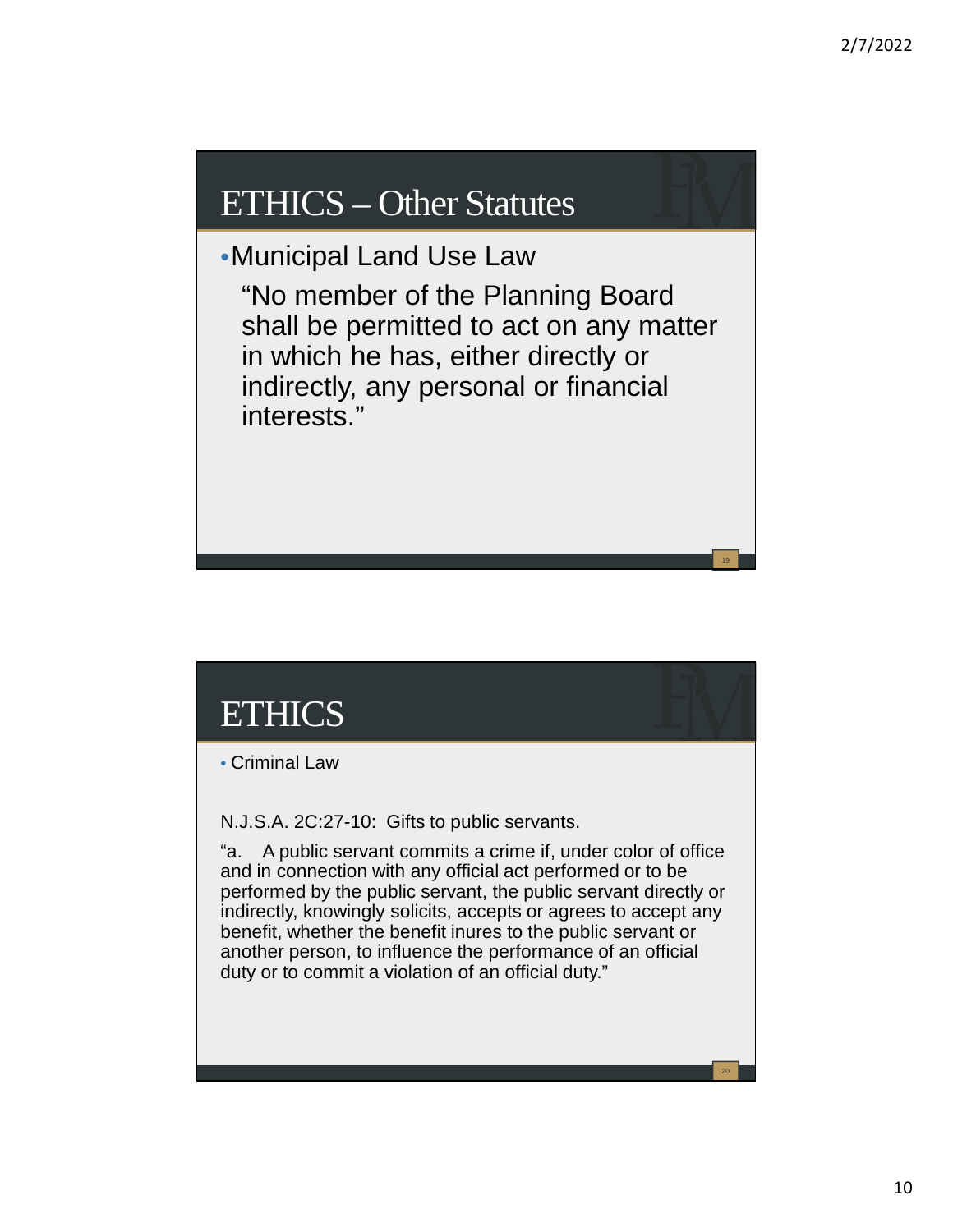# ETHICS – Other Statutes

- Municipal Land Use Law

  "No member of the Planning Board shall be permitted to act on any matter in which he has, either directly or indirectly, any personal or financial interests."

# ETHICS

- Criminal Law

N.J.S.A. 2C:27-10: Gifts to public servants.

"a. A public servant commits a crime if, under color of office and in connection with any official act performed or to be performed by the public servant, the public servant directly or indirectly, knowingly solicits, accepts or agrees to accept any benefit, whether the benefit inures to the public servant or another person, to influence the performance of an official duty or to commit a violation of an official duty."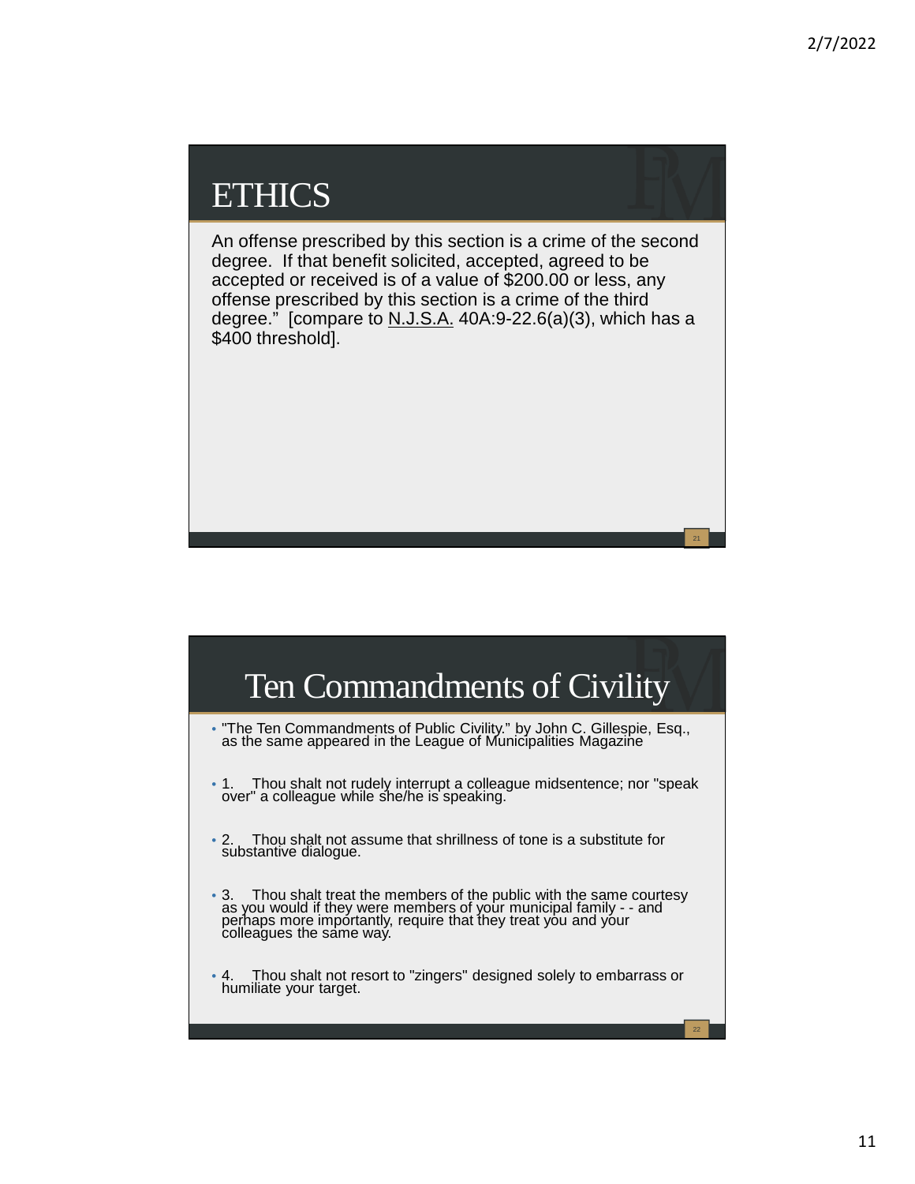## ETHICS

An offense prescribed by this section is a crime of the second degree. If that benefit solicited, accepted, agreed to be accepted or received is of a value of $200.00 or less, any offense prescribed by this section is a crime of the third degree." [compare to N.J.S.A. 40A:9-22.6(a)(3), which has a $400 threshold].

## Ten Commandments of Civility

- "The Ten Commandments of Public Civility." by John C. Gillespie, Esq., as the same appeared in the League of Municipalities Magazine
- 1. Thou shalt not rudely interrupt a colleague midsentence; nor "speak over" a colleague while she/he is speaking.
- 2. Thou shalt not assume that shrillness of tone is a substitute for substantive dialogue.
- 3. Thou shalt treat the members of the public with the same courtesy as you would if they were members of your municipal family - - and perhaps more importantly, require that they treat you and your colleagues the same way.
- 4. Thou shalt not resort to "zingers" designed solely to embarrass or humiliate your target.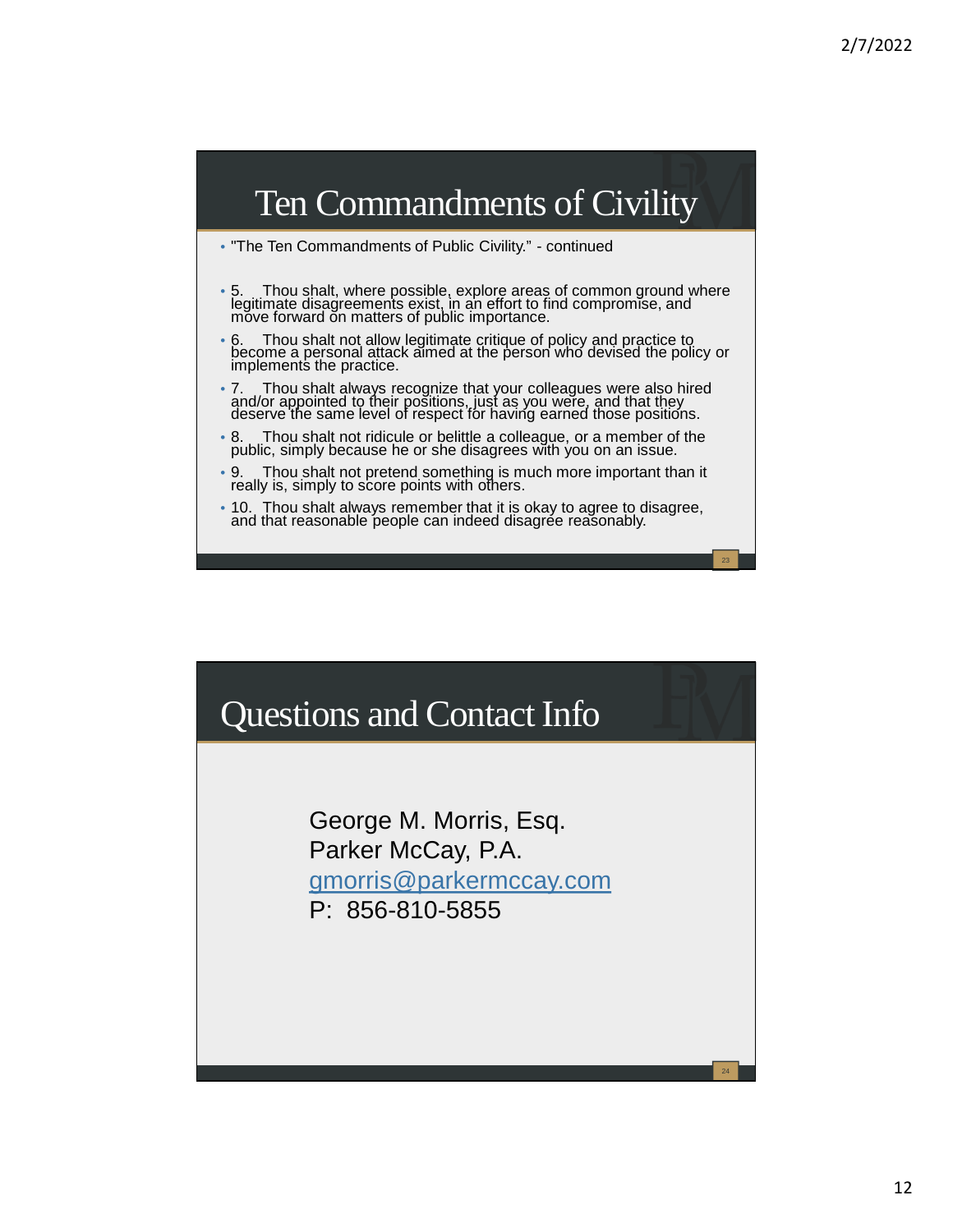# Ten Commandments of Civility

- "The Ten Commandments of Public Civility." - continued

- 5. Thou shalt, where possible, explore areas of common ground where legitimate disagreements exist, in an effort to find compromise, and move forward on matters of public importance.
- 6. Thou shalt not allow legitimate critique of policy and practice to become a personal attack aimed at the person who devised the policy or implements the practice.
- 7. Thou shalt always recognize that your colleagues were also hired and/or appointed to their positions, just as you were, and that they deserve the same level of respect for having earned those positions.
- 8. Thou shalt not ridicule or belittle a colleague, or a member of the public, simply because he or she disagrees with you on an issue.
- 9. Thou shalt not pretend something is much more important than it really is, simply to score points with others.
- 10. Thou shalt always remember that it is okay to agree to disagree, and that reasonable people can indeed disagree reasonably.

# Questions and Contact Info

George M. Morris, Esq.
Parker McCay, P.A.
gmorris@parkermccay.com
P: 856-810-5855